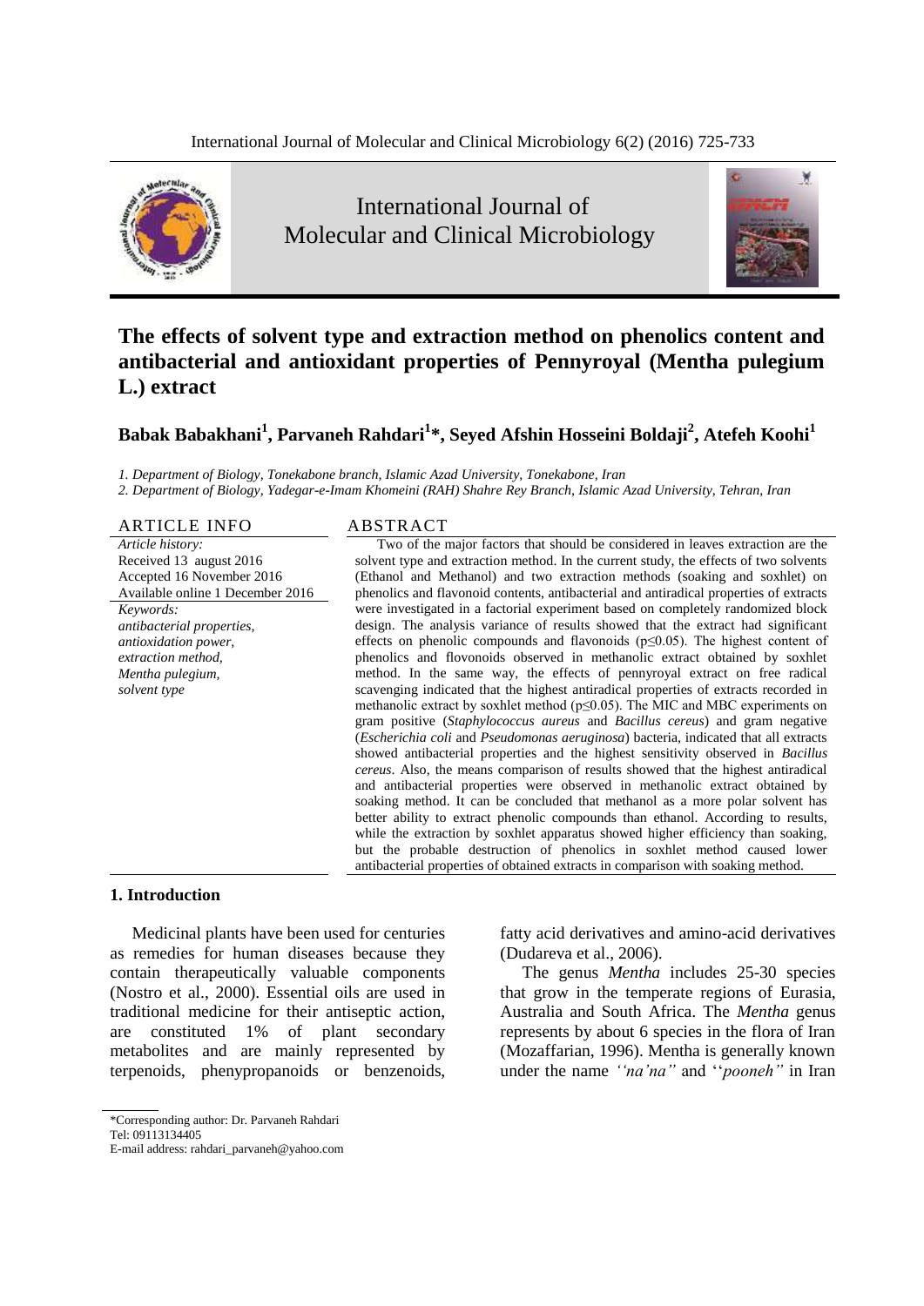# The effects of solvent type and extraction method on phenolics content and antibacterial and antioxidant properties of Pennyroyal (Mentha pulegium L.) extract

**Babak Babakhani[1], Parvaneh Rahdari[1]*, Seyed Afshin Hosseini Boldaji[2], Atefeh Koohi[1]**

*1. Department of Biology, Tonekabone branch, Islamic Azad University, Tonekabone, Iran*
*2. Department of Biology, Yadegar-e-Imam Khomeini (RAH) Shahre Rey Branch, Islamic Azad University, Tehran, Iran*

## ARTICLE INFO

*Article history:*
Received 13 august 2016
Accepted 16 November 2016
Available online 1 December 2016

*Keywords:*
*antibacterial properties,*
*antioxidation power,*
*extraction method,*
*Mentha pulegium,*
*solvent type*

## ABSTRACT

Two of the major factors that should be considered in leaves extraction are the solvent type and extraction method. In the current study, the effects of two solvents (Ethanol and Methanol) and two extraction methods (soaking and soxhlet) on phenolics and flavonoid contents, antibacterial and antiradical properties of extracts were investigated in a factorial experiment based on completely randomized block design. The analysis variance of results showed that the extract had significant effects on phenolic compounds and flavonoids ($p \leq 0.05$). The highest content of phenolics and flovonoids observed in methanolic extract obtained by soxhlet method. In the same way, the effects of pennyroyal extract on free radical scavenging indicated that the highest antiradical properties of extracts recorded in methanolic extract by soxhlet method ($p \leq 0.05$). The MIC and MBC experiments on gram positive (*Staphylococcus aureus* and *Bacillus cereus*) and gram negative (*Escherichia coli* and *Pseudomonas aeruginosa*) bacteria, indicated that all extracts showed antibacterial properties and the highest sensitivity observed in *Bacillus cereus*. Also, the means comparison of results showed that the highest antiradical and antibacterial properties were observed in methanolic extract obtained by soaking method. It can be concluded that methanol as a more polar solvent has better ability to extract phenolic compounds than ethanol. According to results, while the extraction by soxhlet apparatus showed higher efficiency than soaking, but the probable destruction of phenolics in soxhlet method caused lower antibacterial properties of obtained extracts in comparison with soaking method.

## 1. Introduction

Medicinal plants have been used for centuries as remedies for human diseases because they contain therapeutically valuable components (Nostro et al., 2000). Essential oils are used in traditional medicine for their antiseptic action, are constituted 1% of plant secondary metabolites and are mainly represented by terpenoids, phenypropanoids or benzenoids, fatty acid derivatives and amino-acid derivatives (Dudareva et al., 2006).

The genus *Mentha* includes 25-30 species that grow in the temperate regions of Eurasia, Australia and South Africa. The *Mentha* genus represents by about 6 species in the flora of Iran (Mozaffarian, 1996). Mentha is generally known under the name *''na'na''* and *''pooneh''* in Iran

*Corresponding author: Dr. Parvaneh Rahdari
Tel: 09113134405
E-mail address: rahdari_parvaneh@yahoo.com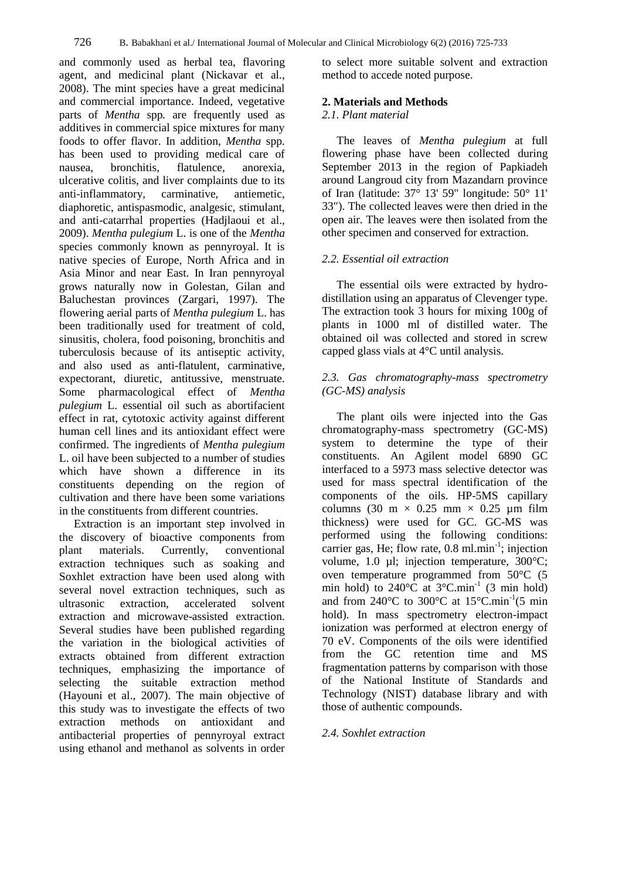and commonly used as herbal tea, flavoring agent, and medicinal plant (Nickavar et al., 2008). The mint species have a great medicinal and commercial importance. Indeed, vegetative parts of *Mentha* spp. are frequently used as additives in commercial spice mixtures for many foods to offer flavor. In addition, *Mentha* spp. has been used to providing medical care of nausea, bronchitis, flatulence, anorexia, ulcerative colitis, and liver complaints due to its anti-inflammatory, carminative, antiemetic, diaphoretic, antispasmodic, analgesic, stimulant, and anti-catarrhal properties (Hadjlaoui et al., 2009). *Mentha pulegium* L. is one of the *Mentha* species commonly known as pennyroyal. It is native species of Europe, North Africa and in Asia Minor and near East. In Iran pennyroyal grows naturally now in Golestan, Gilan and Baluchestan provinces (Zargari, 1997). The flowering aerial parts of *Mentha pulegium* L. has been traditionally used for treatment of cold, sinusitis, cholera, food poisoning, bronchitis and tuberculosis because of its antiseptic activity, and also used as anti-flatulent, carminative, expectorant, diuretic, antitussive, menstruate. Some pharmacological effect of *Mentha pulegium* L. essential oil such as abortifacient effect in rat, cytotoxic activity against different human cell lines and its antioxidant effect were confirmed. The ingredients of *Mentha pulegium* L. oil have been subjected to a number of studies which have shown a difference in its constituents depending on the region of cultivation and there have been some variations in the constituents from different countries.

Extraction is an important step involved in the discovery of bioactive components from plant materials. Currently, conventional extraction techniques such as soaking and Soxhlet extraction have been used along with several novel extraction techniques, such as ultrasonic extraction, accelerated solvent extraction and microwave-assisted extraction. Several studies have been published regarding the variation in the biological activities of extracts obtained from different extraction techniques, emphasizing the importance of selecting the suitable extraction method (Hayouni et al., 2007). The main objective of this study was to investigate the effects of two extraction methods on antioxidant and antibacterial properties of pennyroyal extract using ethanol and methanol as solvents in order to select more suitable solvent and extraction method to accede noted purpose.

## 2. Materials and Methods

### *2.1. Plant material*

The leaves of *Mentha pulegium* at full flowering phase have been collected during September 2013 in the region of Papkiadeh around Langroud city from Mazandarn province of Iran (latitude: 37° 13' 59" longitude: 50° 11' 33"). The collected leaves were then dried in the open air. The leaves were then isolated from the other specimen and conserved for extraction.

### *2.2. Essential oil extraction*

The essential oils were extracted by hydro-distillation using an apparatus of Clevenger type. The extraction took 3 hours for mixing 100g of plants in 1000 ml of distilled water. The obtained oil was collected and stored in screw capped glass vials at 4°C until analysis.

### *2.3. Gas chromatography-mass spectrometry (GC-MS) analysis*

The plant oils were injected into the Gas chromatography-mass spectrometry (GC-MS) system to determine the type of their constituents. An Agilent model 6890 GC interfaced to a 5973 mass selective detector was used for mass spectral identification of the components of the oils. HP-5MS capillary columns (30 m × 0.25 mm × 0.25 µm film thickness) were used for GC. GC-MS was performed using the following conditions: carrier gas, He; flow rate, 0.8 $ml.min^{-1}$; injection volume, 1.0 µl; injection temperature, 300°C; oven temperature programmed from 50°C (5 min hold) to 240°C at 3°$C.min^{-1}$ (3 min hold) and from 240°C to 300°C at 15°$C.min^{-1}$(5 min hold). In mass spectrometry electron-impact ionization was performed at electron energy of 70 eV. Components of the oils were identified from the GC retention time and MS fragmentation patterns by comparison with those of the National Institute of Standards and Technology (NIST) database library and with those of authentic compounds.

### *2.4. Soxhlet extraction*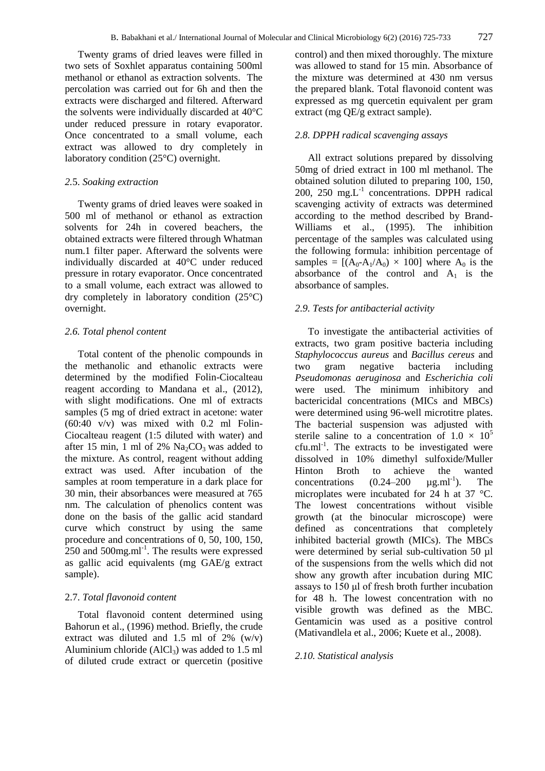Twenty grams of dried leaves were filled in two sets of Soxhlet apparatus containing 500ml methanol or ethanol as extraction solvents. The percolation was carried out for 6h and then the extracts were discharged and filtered. Afterward the solvents were individually discarded at 40°C under reduced pressure in rotary evaporator. Once concentrated to a small volume, each extract was allowed to dry completely in laboratory condition (25°C) overnight.

### *2.5. Soaking extraction*

Twenty grams of dried leaves were soaked in 500 ml of methanol or ethanol as extraction solvents for 24h in covered beachers, the obtained extracts were filtered through Whatman num.1 filter paper. Afterward the solvents were individually discarded at 40°C under reduced pressure in rotary evaporator. Once concentrated to a small volume, each extract was allowed to dry completely in laboratory condition (25°C) overnight.

### *2.6. Total phenol content*

Total content of the phenolic compounds in the methanolic and ethanolic extracts were determined by the modified Folin-Ciocalteau reagent according to Mandana et al., (2012), with slight modifications. One ml of extracts samples (5 mg of dried extract in acetone: water (60:40 v/v) was mixed with 0.2 ml Folin-Ciocalteau reagent (1:5 diluted with water) and after 15 min, 1 ml of 2% $Na_2CO_3$ was added to the mixture. As control, reagent without adding extract was used. After incubation of the samples at room temperature in a dark place for 30 min, their absorbances were measured at 765 nm. The calculation of phenolics content was done on the basis of the gallic acid standard curve which construct by using the same procedure and concentrations of 0, 50, 100, 150, 250 and 500mg.ml$^{-1}$. The results were expressed as gallic acid equivalents (mg GAE/g extract sample).

### 2.7. *Total flavonoid content*

Total flavonoid content determined using Bahorun et al., (1996) method. Briefly, the crude extract was diluted and 1.5 ml of 2% (w/v) Aluminium chloride ($AlCl_3$) was added to 1.5 ml of diluted crude extract or quercetin (positive control) and then mixed thoroughly. The mixture was allowed to stand for 15 min. Absorbance of the mixture was determined at 430 nm versus the prepared blank. Total flavonoid content was expressed as mg quercetin equivalent per gram extract (mg QE/g extract sample).

### *2.8. DPPH radical scavenging assays*

All extract solutions prepared by dissolving 50mg of dried extract in 100 ml methanol. The obtained solution diluted to preparing 100, 150, 200, 250 mg.L$^{-1}$ concentrations. DPPH radical scavenging activity of extracts was determined according to the method described by Brand-Williams et al., (1995). The inhibition percentage of the samples was calculated using the following formula: inhibition percentage of samples = $[(A_0\text{-}A_1/A_0) \times 100]$ where $A_0$ is the absorbance of the control and $A_1$ is the absorbance of samples.

### *2.9. Tests for antibacterial activity*

To investigate the antibacterial activities of extracts, two gram positive bacteria including *Staphylococcus aureus* and *Bacillus cereus* and two gram negative bacteria including *Pseudomonas aeruginosa* and *Escherichia coli* were used. The minimum inhibitory and bactericidal concentrations (MICs and MBCs) were determined using 96-well microtitre plates. The bacterial suspension was adjusted with sterile saline to a concentration of $1.0 \times 10^5$ cfu.ml$^{-1}$. The extracts to be investigated were dissolved in 10% dimethyl sulfoxide/Muller Hinton Broth to achieve the wanted concentrations (0.24–200 µg.ml$^{-1}$). The microplates were incubated for 24 h at 37 °C. The lowest concentrations without visible growth (at the binocular microscope) were defined as concentrations that completely inhibited bacterial growth (MICs). The MBCs were determined by serial sub-cultivation 50 µl of the suspensions from the wells which did not show any growth after incubation during MIC assays to 150 µl of fresh broth further incubation for 48 h. The lowest concentration with no visible growth was defined as the MBC. Gentamicin was used as a positive control (Mativandlela et al., 2006; Kuete et al., 2008).

### *2.10. Statistical analysis*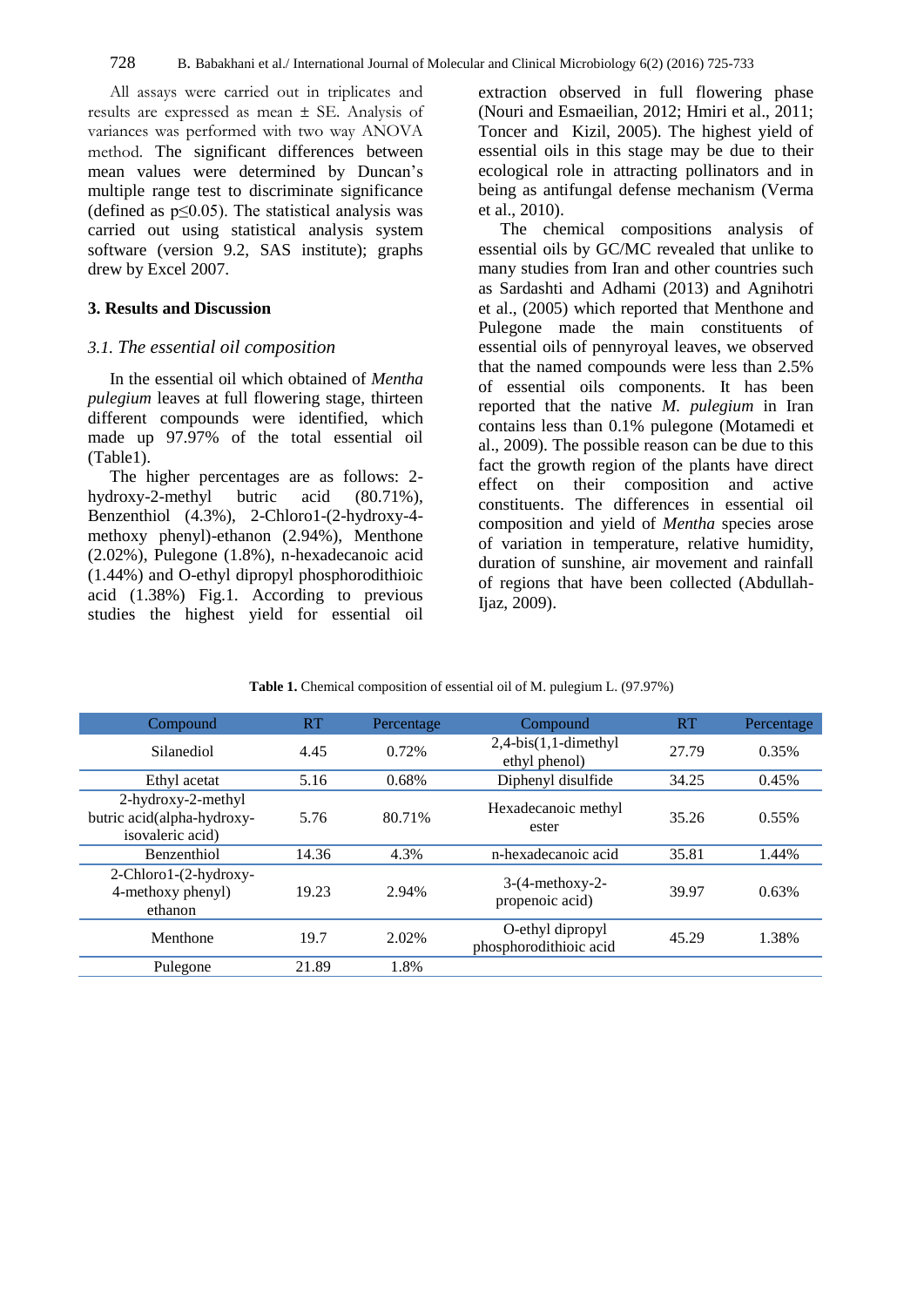All assays were carried out in triplicates and results are expressed as mean ± SE. Analysis of variances was performed with two way ANOVA method. The significant differences between mean values were determined by Duncan's multiple range test to discriminate significance (defined as $p \leq 0.05$). The statistical analysis was carried out using statistical analysis system software (version 9.2, SAS institute); graphs drew by Excel 2007.

## 3. Results and Discussion

### *3.1. The essential oil composition*

In the essential oil which obtained of *Mentha pulegium* leaves at full flowering stage, thirteen different compounds were identified, which made up 97.97% of the total essential oil (Table1).

The higher percentages are as follows: 2-hydroxy-2-methyl butric acid (80.71%), Benzenthiol (4.3%), 2-Chloro1-(2-hydroxy-4-methoxy phenyl)-ethanon (2.94%), Menthone (2.02%), Pulegone (1.8%), n-hexadecanoic acid (1.44%) and O-ethyl dipropyl phosphorodithioic acid (1.38%) Fig.1. According to previous studies the highest yield for essential oil extraction observed in full flowering phase (Nouri and Esmaeilian, 2012; Hmiri et al., 2011; Toncer and Kizil, 2005). The highest yield of essential oils in this stage may be due to their ecological role in attracting pollinators and in being as antifungal defense mechanism (Verma et al., 2010).

The chemical compositions analysis of essential oils by GC/MC revealed that unlike to many studies from Iran and other countries such as Sardashti and Adhami (2013) and Agnihotri et al., (2005) which reported that Menthone and Pulegone made the main constituents of essential oils of pennyroyal leaves, we observed that the named compounds were less than 2.5% of essential oils components. It has been reported that the native *M. pulegium* in Iran contains less than 0.1% pulegone (Motamedi et al., 2009). The possible reason can be due to this fact the growth region of the plants have direct effect on their composition and active constituents. The differences in essential oil composition and yield of *Mentha* species arose of variation in temperature, relative humidity, duration of sunshine, air movement and rainfall of regions that have been collected (Abdullah-Ijaz, 2009).

**Table 1.** Chemical composition of essential oil of M. pulegium L. (97.97%)

| Compound | RT | Percentage | Compound | RT | Percentage |
|---|---|---|---|---|---|
| Silanediol | 4.45 | 0.72% | 2,4-bis(1,1-dimethyl ethyl phenol) | 27.79 | 0.35% |
| Ethyl acetat | 5.16 | 0.68% | Diphenyl disulfide | 34.25 | 0.45% |
| 2-hydroxy-2-methyl butric acid(alpha-hydroxy-isovaleric acid) | 5.76 | 80.71% | Hexadecanoic methyl ester | 35.26 | 0.55% |
| Benzenthiol | 14.36 | 4.3% | n-hexadecanoic acid | 35.81 | 1.44% |
| 2-Chloro1-(2-hydroxy-4-methoxy phenyl) ethanon | 19.23 | 2.94% | 3-(4-methoxy-2-propenoic acid) | 39.97 | 0.63% |
| Menthone | 19.7 | 2.02% | O-ethyl dipropyl phosphorodithioic acid | 45.29 | 1.38% |
| Pulegone | 21.89 | 1.8% | | | |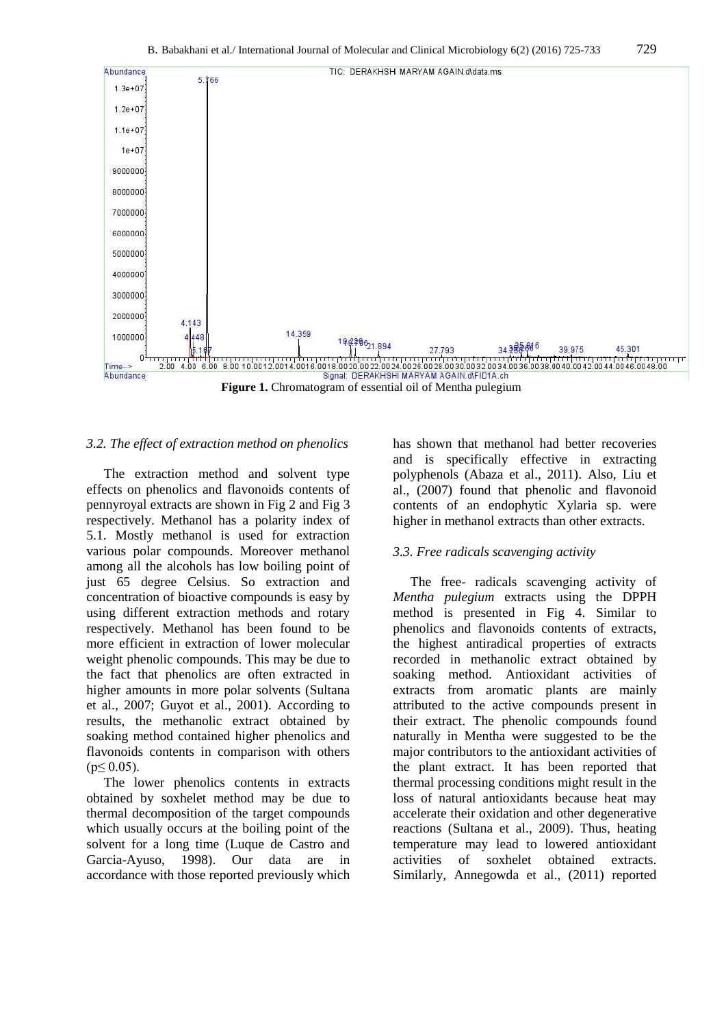Figure 1. Chromatogram of essential oil of Mentha pulegium

### 3.2. The effect of extraction method on phenolics

The extraction method and solvent type effects on phenolics and flavonoids contents of pennyroyal extracts are shown in Fig 2 and Fig 3 respectively. Methanol has a polarity index of 5.1. Mostly methanol is used for extraction various polar compounds. Moreover methanol among all the alcohols has low boiling point of just 65 degree Celsius. So extraction and concentration of bioactive compounds is easy by using different extraction methods and rotary respectively. Methanol has been found to be more efficient in extraction of lower molecular weight phenolic compounds. This may be due to the fact that phenolics are often extracted in higher amounts in more polar solvents (Sultana et al., 2007; Guyot et al., 2001). According to results, the methanolic extract obtained by soaking method contained higher phenolics and flavonoids contents in comparison with others ($p \leq 0.05$).

The lower phenolics contents in extracts obtained by soxhelet method may be due to thermal decomposition of the target compounds which usually occurs at the boiling point of the solvent for a long time (Luque de Castro and Garcia-Ayuso, 1998). Our data are in accordance with those reported previously which has shown that methanol had better recoveries and is specifically effective in extracting polyphenols (Abaza et al., 2011). Also, Liu et al., (2007) found that phenolic and flavonoid contents of an endophytic Xylaria sp. were higher in methanol extracts than other extracts.

### 3.3. Free radicals scavenging activity

The free- radicals scavenging activity of *Mentha pulegium* extracts using the DPPH method is presented in Fig 4. Similar to phenolics and flavonoids contents of extracts, the highest antiradical properties of extracts recorded in methanolic extract obtained by soaking method. Antioxidant activities of extracts from aromatic plants are mainly attributed to the active compounds present in their extract. The phenolic compounds found naturally in Mentha were suggested to be the major contributors to the antioxidant activities of the plant extract. It has been reported that thermal processing conditions might result in the loss of natural antioxidants because heat may accelerate their oxidation and other degenerative reactions (Sultana et al., 2009). Thus, heating temperature may lead to lowered antioxidant activities of soxhelet obtained extracts. Similarly, Annegowda et al., (2011) reported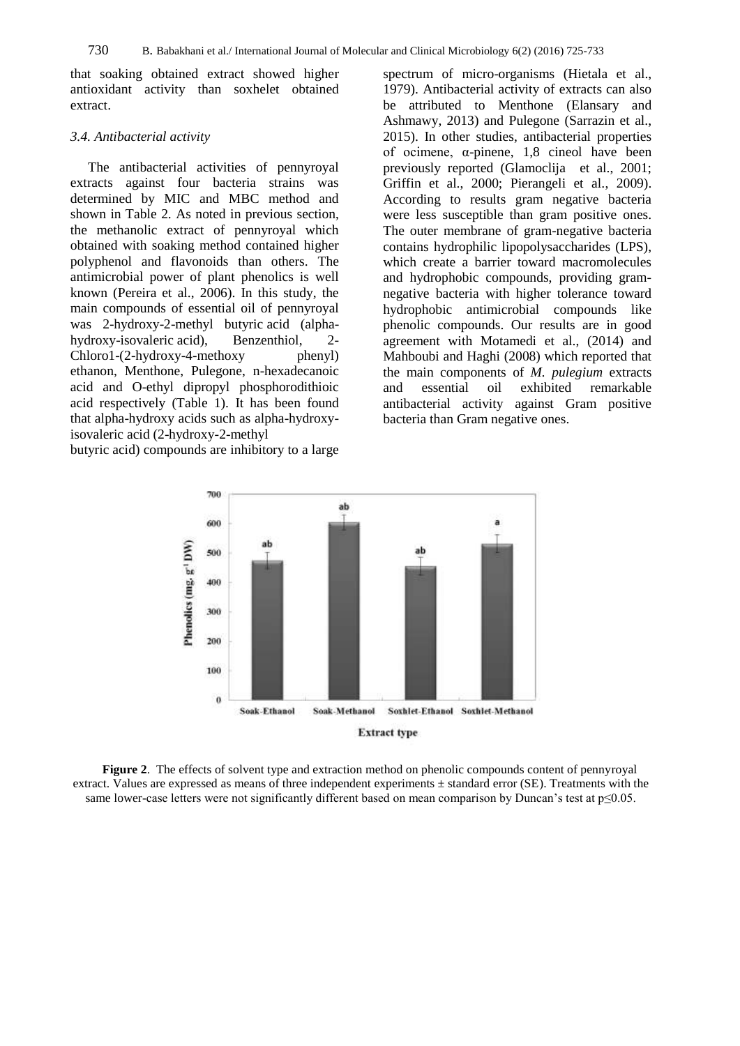that soaking obtained extract showed higher antioxidant activity than soxhelet obtained extract.

### *3.4. Antibacterial activity*

The antibacterial activities of pennyroyal extracts against four bacteria strains was determined by MIC and MBC method and shown in Table 2. As noted in previous section, the methanolic extract of pennyroyal which obtained with soaking method contained higher polyphenol and flavonoids than others. The antimicrobial power of plant phenolics is well known (Pereira et al., 2006). In this study, the main compounds of essential oil of pennyroyal was 2-hydroxy-2-methyl butyric acid (alpha-hydroxy-isovaleric acid), Benzenthiol, 2-Chloro1-(2-hydroxy-4-methoxy phenyl) ethanon, Menthone, Pulegone, n-hexadecanoic acid and O-ethyl dipropyl phosphorodithioic acid respectively (Table 1). It has been found that alpha-hydroxy acids such as alpha-hydroxy-isovaleric acid (2-hydroxy-2-methyl butyric acid) compounds are inhibitory to a large spectrum of micro-organisms (Hietala et al., 1979). Antibacterial activity of extracts can also be attributed to Menthone (Elansary and Ashmawy, 2013) and Pulegone (Sarrazin et al., 2015). In other studies, antibacterial properties of ocimene, α-pinene, 1,8 cineol have been previously reported (Glamoclija et al., 2001; Griffin et al., 2000; Pierangeli et al., 2009). According to results gram negative bacteria were less susceptible than gram positive ones. The outer membrane of gram-negative bacteria contains hydrophilic lipopolysaccharides (LPS), which create a barrier toward macromolecules and hydrophobic compounds, providing gram-negative bacteria with higher tolerance toward hydrophobic antimicrobial compounds like phenolic compounds. Our results are in good agreement with Motamedi et al., (2014) and Mahboubi and Haghi (2008) which reported that the main components of *M. pulegium* extracts and essential oil exhibited remarkable antibacterial activity against Gram positive bacteria than Gram negative ones.

**Figure 2**. The effects of solvent type and extraction method on phenolic compounds content of pennyroyal extract. Values are expressed as means of three independent experiments ± standard error (SE). Treatments with the same lower-case letters were not significantly different based on mean comparison by Duncan's test at p≤0.05.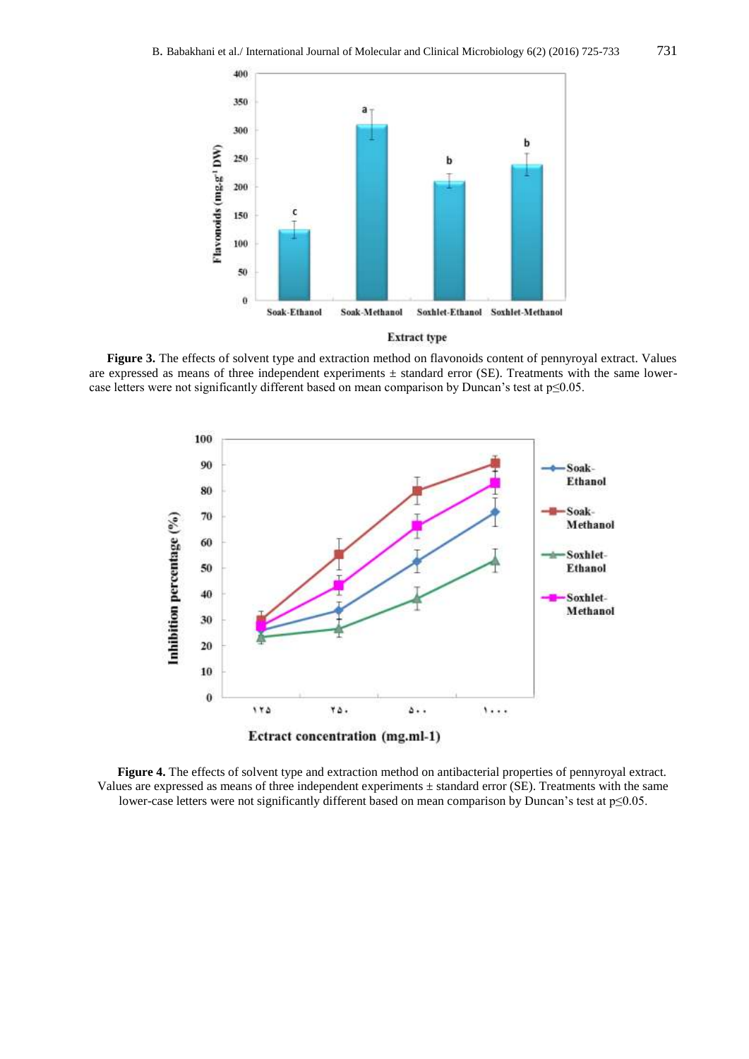**Figure 3.** The effects of solvent type and extraction method on flavonoids content of pennyroyal extract. Values are expressed as means of three independent experiments ± standard error (SE). Treatments with the same lower-case letters were not significantly different based on mean comparison by Duncan's test at p≤0.05.

**Figure 4.** The effects of solvent type and extraction method on antibacterial properties of pennyroyal extract. Values are expressed as means of three independent experiments ± standard error (SE). Treatments with the same lower-case letters were not significantly different based on mean comparison by Duncan's test at p≤0.05.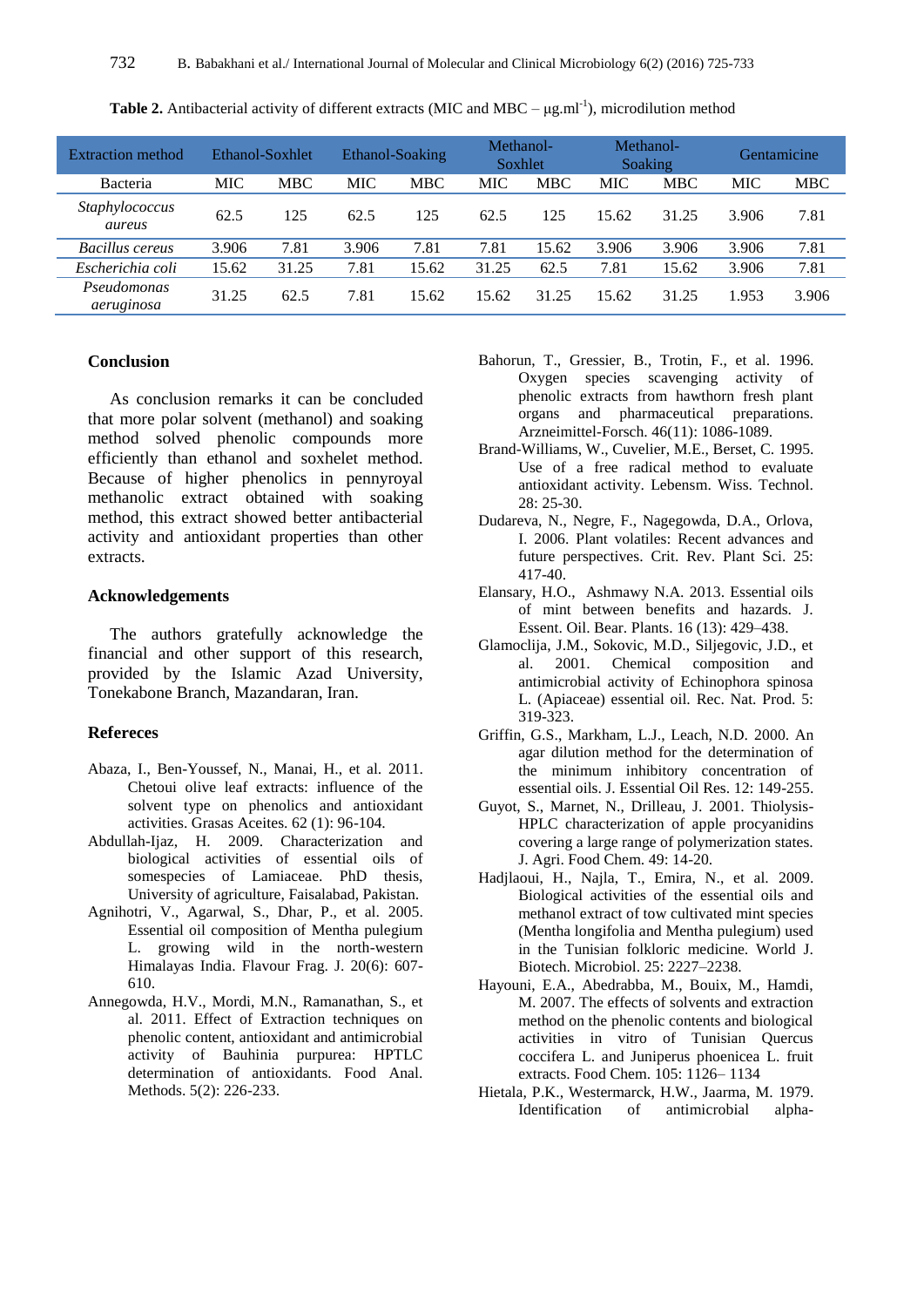**Table 2.** Antibacterial activity of different extracts (MIC and MBC – μg.ml$^{-1}$), microdilution method

| Extraction method | Ethanol-Soxhlet | | Ethanol-Soaking | | Methanol-Soxhlet | | Methanol-Soaking | | Gentamicine | |
|---|---|---|---|---|---|---|---|---|---|---|
| Bacteria | MIC | MBC | MIC | MBC | MIC | MBC | MIC | MBC | MIC | MBC |
| *Staphylococcus aureus* | 62.5 | 125 | 62.5 | 125 | 62.5 | 125 | 15.62 | 31.25 | 3.906 | 7.81 |
| *Bacillus cereus* | 3.906 | 7.81 | 3.906 | 7.81 | 7.81 | 15.62 | 3.906 | 3.906 | 3.906 | 7.81 |
| *Escherichia coli* | 15.62 | 31.25 | 7.81 | 15.62 | 31.25 | 62.5 | 7.81 | 15.62 | 3.906 | 7.81 |
| *Pseudomonas aeruginosa* | 31.25 | 62.5 | 7.81 | 15.62 | 15.62 | 31.25 | 15.62 | 31.25 | 1.953 | 3.906 |

## Conclusion

As conclusion remarks it can be concluded that more polar solvent (methanol) and soaking method solved phenolic compounds more efficiently than ethanol and soxhelet method. Because of higher phenolics in pennyroyal methanolic extract obtained with soaking method, this extract showed better antibacterial activity and antioxidant properties than other extracts.

## Acknowledgements

The authors gratefully acknowledge the financial and other support of this research, provided by the Islamic Azad University, Tonekabone Branch, Mazandaran, Iran.

## Refereces

Abaza, I., Ben-Youssef, N., Manai, H., et al. 2011. Chetoui olive leaf extracts: influence of the solvent type on phenolics and antioxidant activities. Grasas Aceites. 62 (1): 96-104.

Abdullah-Ijaz, H. 2009. Characterization and biological activities of essential oils of somespecies of Lamiaceae. PhD thesis, University of agriculture, Faisalabad, Pakistan.

Agnihotri, V., Agarwal, S., Dhar, P., et al. 2005. Essential oil composition of Mentha pulegium L. growing wild in the north-western Himalayas India. Flavour Frag. J. 20(6): 607-610.

Annegowda, H.V., Mordi, M.N., Ramanathan, S., et al. 2011. Effect of Extraction techniques on phenolic content, antioxidant and antimicrobial activity of Bauhinia purpurea: HPTLC determination of antioxidants. Food Anal. Methods. 5(2): 226-233.

Bahorun, T., Gressier, B., Trotin, F., et al. 1996. Oxygen species scavenging activity of phenolic extracts from hawthorn fresh plant organs and pharmaceutical preparations. Arzneimittel-Forsch. 46(11): 1086-1089.

Brand-Williams, W., Cuvelier, M.E., Berset, C. 1995. Use of a free radical method to evaluate antioxidant activity. Lebensm. Wiss. Technol. 28: 25-30.

Dudareva, N., Negre, F., Nagegowda, D.A., Orlova, I. 2006. Plant volatiles: Recent advances and future perspectives. Crit. Rev. Plant Sci. 25: 417-40.

Elansary, H.O., Ashmawy N.A. 2013. Essential oils of mint between benefits and hazards. J. Essent. Oil. Bear. Plants. 16 (13): 429–438.

Glamoclija, J.M., Sokovic, M.D., Siljegovic, J.D., et al. 2001. Chemical composition and antimicrobial activity of Echinophora spinosa L. (Apiaceae) essential oil. Rec. Nat. Prod. 5: 319-323.

Griffin, G.S., Markham, L.J., Leach, N.D. 2000. An agar dilution method for the determination of the minimum inhibitory concentration of essential oils. J. Essential Oil Res. 12: 149-255.

Guyot, S., Marnet, N., Drilleau, J. 2001. Thiolysis-HPLC characterization of apple procyanidins covering a large range of polymerization states. J. Agri. Food Chem. 49: 14-20.

Hadjlaoui, H., Najla, T., Emira, N., et al. 2009. Biological activities of the essential oils and methanol extract of tow cultivated mint species (Mentha longifolia and Mentha pulegium) used in the Tunisian folkloric medicine. World J. Biotech. Microbiol. 25: 2227–2238.

Hayouni, E.A., Abedrabba, M., Bouix, M., Hamdi, M. 2007. The effects of solvents and extraction method on the phenolic contents and biological activities in vitro of Tunisian Quercus coccifera L. and Juniperus phoenicea L. fruit extracts. Food Chem. 105: 1126– 1134

Hietala, P.K., Westermarck, H.W., Jaarma, M. 1979. Identification of antimicrobial alpha-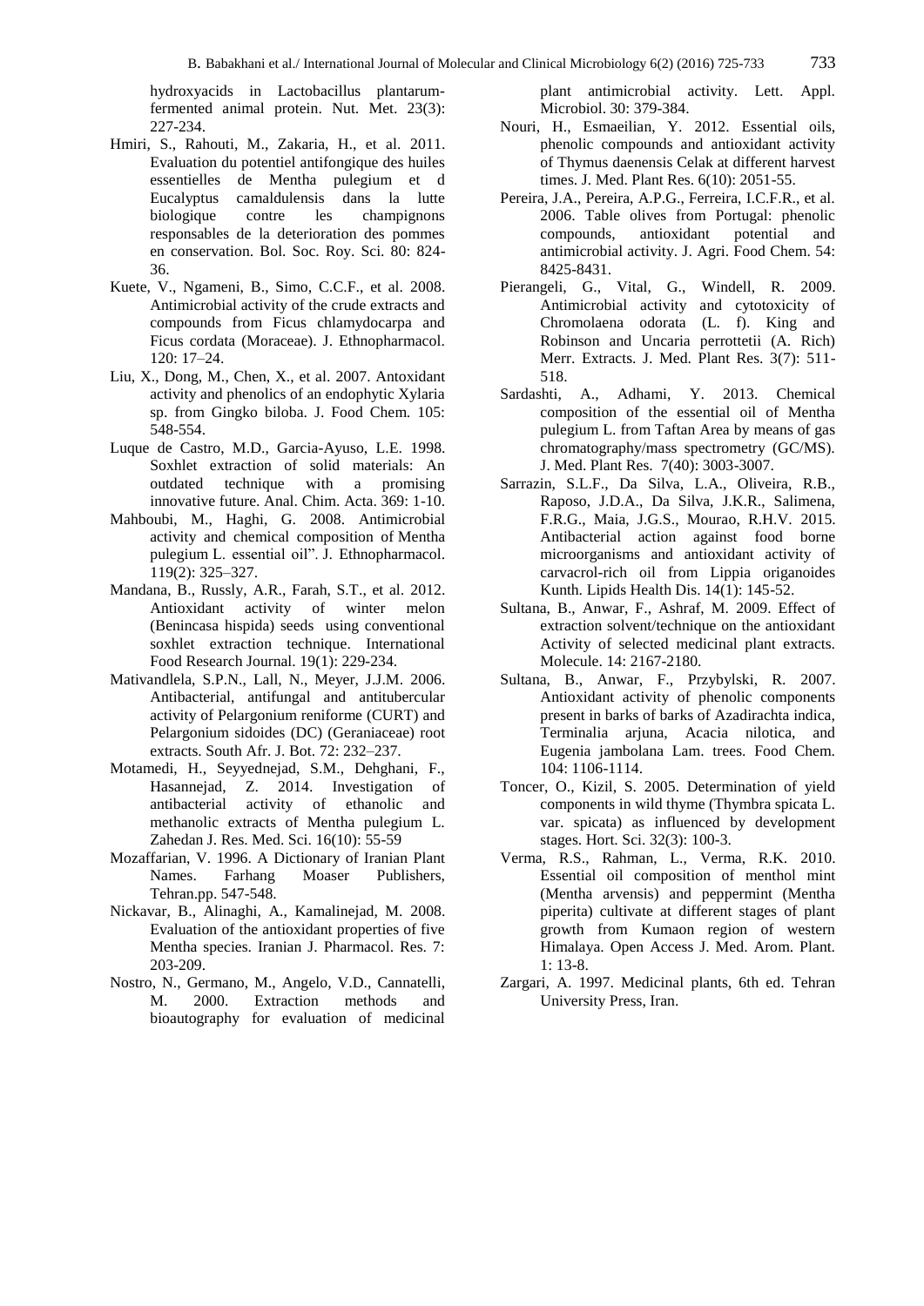hydroxyacids in Lactobacillus plantarum-fermented animal protein. Nut. Met. 23(3): 227-234.

Hmiri, S., Rahouti, M., Zakaria, H., et al. 2011. Evaluation du potentiel antifongique des huiles essentielles de Mentha pulegium et d Eucalyptus camaldulensis dans la lutte biologique contre les champignons responsables de la deterioration des pommes en conservation. Bol. Soc. Roy. Sci. 80: 824-36.

Kuete, V., Ngameni, B., Simo, C.C.F., et al. 2008. Antimicrobial activity of the crude extracts and compounds from Ficus chlamydocarpa and Ficus cordata (Moraceae). J. Ethnopharmacol. 120: 17–24.

Liu, X., Dong, M., Chen, X., et al. 2007. Antoxidant activity and phenolics of an endophytic Xylaria sp. from Gingko biloba. J. Food Chem. 105: 548-554.

Luque de Castro, M.D., Garcia-Ayuso, L.E. 1998. Soxhlet extraction of solid materials: An outdated technique with a promising innovative future. Anal. Chim. Acta. 369: 1-10.

Mahboubi, M., Haghi, G. 2008. Antimicrobial activity and chemical composition of Mentha pulegium L. essential oil". J. Ethnopharmacol. 119(2): 325–327.

Mandana, B., Russly, A.R., Farah, S.T., et al. 2012. Antioxidant activity of winter melon (Benincasa hispida) seeds using conventional soxhlet extraction technique. International Food Research Journal. 19(1): 229-234.

Mativandlela, S.P.N., Lall, N., Meyer, J.J.M. 2006. Antibacterial, antifungal and antitubercular activity of Pelargonium reniforme (CURT) and Pelargonium sidoides (DC) (Geraniaceae) root extracts. South Afr. J. Bot. 72: 232–237.

Motamedi, H., Seyyednejad, S.M., Dehghani, F., Hasannejad, Z. 2014. Investigation of antibacterial activity of ethanolic and methanolic extracts of Mentha pulegium L. Zahedan J. Res. Med. Sci. 16(10): 55-59

Mozaffarian, V. 1996. A Dictionary of Iranian Plant Names. Farhang Moaser Publishers, Tehran.pp. 547-548.

Nickavar, B., Alinaghi, A., Kamalinejad, M. 2008. Evaluation of the antioxidant properties of five Mentha species. Iranian J. Pharmacol. Res. 7: 203-209.

Nostro, N., Germano, M., Angelo, V.D., Cannatelli, M. 2000. Extraction methods and bioautography for evaluation of medicinal plant antimicrobial activity. Lett. Appl. Microbiol. 30: 379-384.

Nouri, H., Esmaeilian, Y. 2012. Essential oils, phenolic compounds and antioxidant activity of Thymus daenensis Celak at different harvest times. J. Med. Plant Res. 6(10): 2051-55.

Pereira, J.A., Pereira, A.P.G., Ferreira, I.C.F.R., et al. 2006. Table olives from Portugal: phenolic compounds, antioxidant potential and antimicrobial activity. J. Agri. Food Chem. 54: 8425-8431.

Pierangeli, G., Vital, G., Windell, R. 2009. Antimicrobial activity and cytotoxicity of Chromolaena odorata (L. f). King and Robinson and Uncaria perrottetii (A. Rich) Merr. Extracts. J. Med. Plant Res. 3(7): 511-518.

Sardashti, A., Adhami, Y. 2013. Chemical composition of the essential oil of Mentha pulegium L. from Taftan Area by means of gas chromatography/mass spectrometry (GC/MS). J. Med. Plant Res. 7(40): 3003-3007.

Sarrazin, S.L.F., Da Silva, L.A., Oliveira, R.B., Raposo, J.D.A., Da Silva, J.K.R., Salimena, F.R.G., Maia, J.G.S., Mourao, R.H.V. 2015. Antibacterial action against food borne microorganisms and antioxidant activity of carvacrol-rich oil from Lippia origanoides Kunth. Lipids Health Dis. 14(1): 145-52.

Sultana, B., Anwar, F., Ashraf, M. 2009. Effect of extraction solvent/technique on the antioxidant Activity of selected medicinal plant extracts. Molecule. 14: 2167-2180.

Sultana, B., Anwar, F., Przybylski, R. 2007. Antioxidant activity of phenolic components present in barks of barks of Azadirachta indica, Terminalia arjuna, Acacia nilotica, and Eugenia jambolana Lam. trees. Food Chem. 104: 1106-1114.

Toncer, O., Kizil, S. 2005. Determination of yield components in wild thyme (Thymbra spicata L. var. spicata) as influenced by development stages. Hort. Sci. 32(3): 100-3.

Verma, R.S., Rahman, L., Verma, R.K. 2010. Essential oil composition of menthol mint (Mentha arvensis) and peppermint (Mentha piperita) cultivate at different stages of plant growth from Kumaon region of western Himalaya. Open Access J. Med. Arom. Plant. 1: 13-8.

Zargari, A. 1997. Medicinal plants, 6th ed. Tehran University Press, Iran.